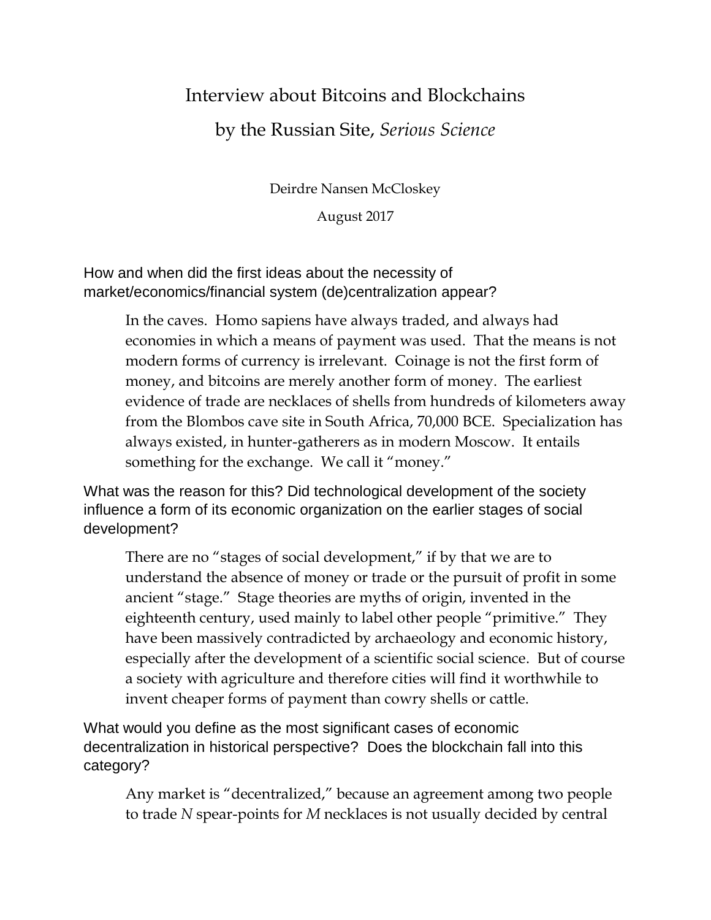# Interview about Bitcoins and Blockchains

## by the Russian Site, *Serious Science*

Deirdre Nansen McCloskey

August 2017

How and when did the first ideas about the necessity of market/economics/financial system (de)centralization appear?

> In the caves. Homo sapiens have always traded, and always had economies in which a means of payment was used. That the means is not modern forms of currency is irrelevant. Coinage is not the first form of money, and bitcoins are merely another form of money. The earliest evidence of trade are necklaces of shells from hundreds of kilometers away from the Blombos cave site in South Africa, 70,000 BCE. Specialization has always existed, in hunter-gatherers as in modern Moscow. It entails something for the exchange. We call it "money."

What was the reason for this? Did technological development of the society influence a form of its economic organization on the earlier stages of social development?

> There are no "stages of social development," if by that we are to understand the absence of money or trade or the pursuit of profit in some ancient "stage." Stage theories are myths of origin, invented in the eighteenth century, used mainly to label other people "primitive." They have been massively contradicted by archaeology and economic history, especially after the development of a scientific social science. But of course a society with agriculture and therefore cities will find it worthwhile to invent cheaper forms of payment than cowry shells or cattle.

What would you define as the most significant cases of economic decentralization in historical perspective? Does the blockchain fall into this category?

> Any market is "decentralized," because an agreement among two people to trade *N* spear-points for *M* necklaces is not usually decided by central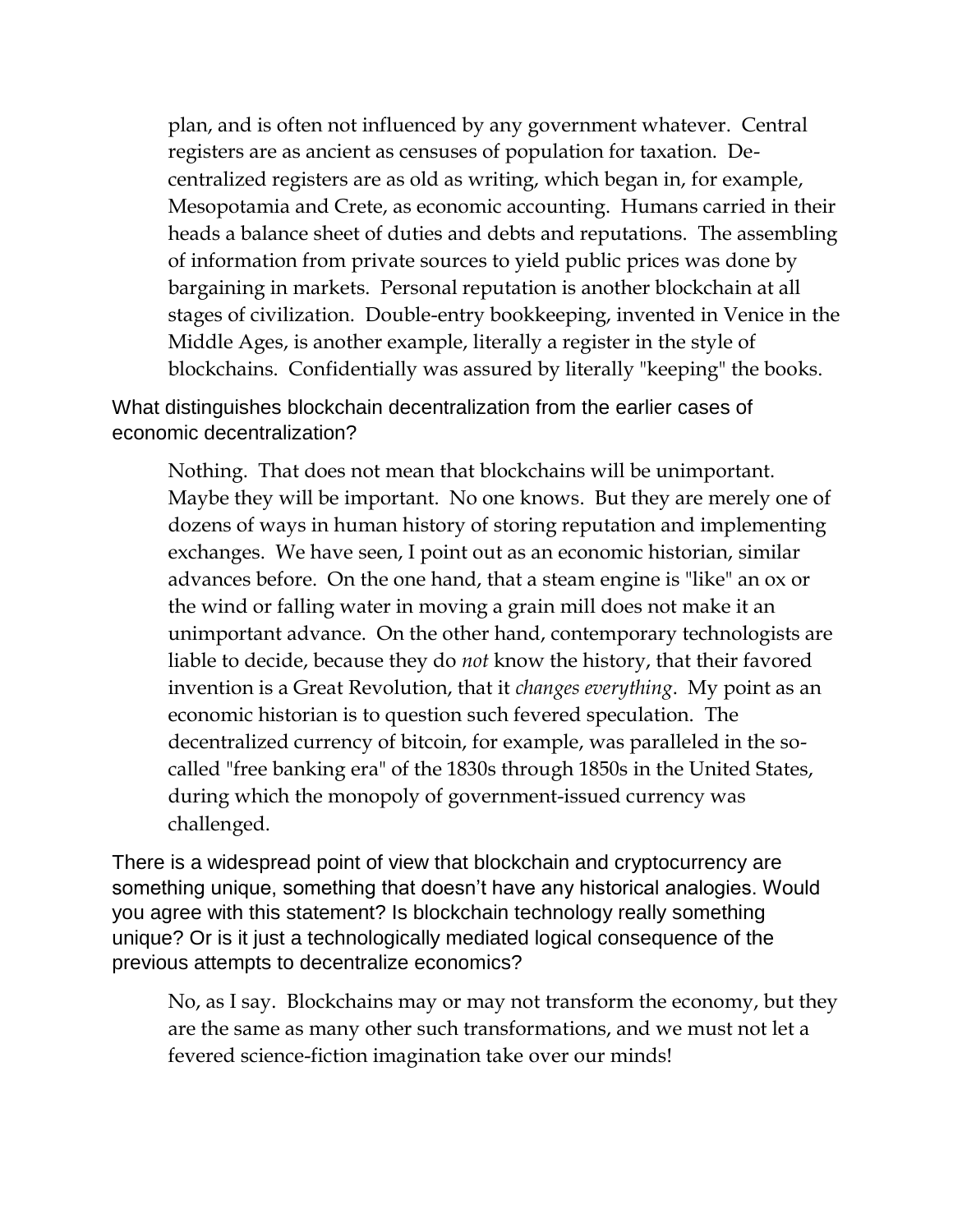plan, and is often not influenced by any government whatever. Central registers are as ancient as censuses of population for taxation. Decentralized registers are as old as writing, which began in, for example, Mesopotamia and Crete, as economic accounting. Humans carried in their heads a balance sheet of duties and debts and reputations. The assembling of information from private sources to yield public prices was done by bargaining in markets. Personal reputation is another blockchain at all stages of civilization. Double-entry bookkeeping, invented in Venice in the Middle Ages, is another example, literally a register in the style of blockchains. Confidentially was assured by literally "keeping" the books.

What distinguishes blockchain decentralization from the earlier cases of economic decentralization?

> Nothing. That does not mean that blockchains will be unimportant. Maybe they will be important. No one knows. But they are merely one of dozens of ways in human history of storing reputation and implementing exchanges. We have seen, I point out as an economic historian, similar advances before. On the one hand, that a steam engine is "like" an ox or the wind or falling water in moving a grain mill does not make it an unimportant advance. On the other hand, contemporary technologists are liable to decide, because they do *not* know the history, that their favored invention is a Great Revolution, that it *changes everything*. My point as an economic historian is to question such fevered speculation. The decentralized currency of bitcoin, for example, was paralleled in the so-called "free banking era" of the 1830s through 1850s in the United States, during which the monopoly of government-issued currency was challenged.

There is a widespread point of view that blockchain and cryptocurrency are something unique, something that doesn't have any historical analogies. Would you agree with this statement? Is blockchain technology really something unique? Or is it just a technologically mediated logical consequence of the previous attempts to decentralize economics?

> No, as I say. Blockchains may or may not transform the economy, but they are the same as many other such transformations, and we must not let a fevered science-fiction imagination take over our minds!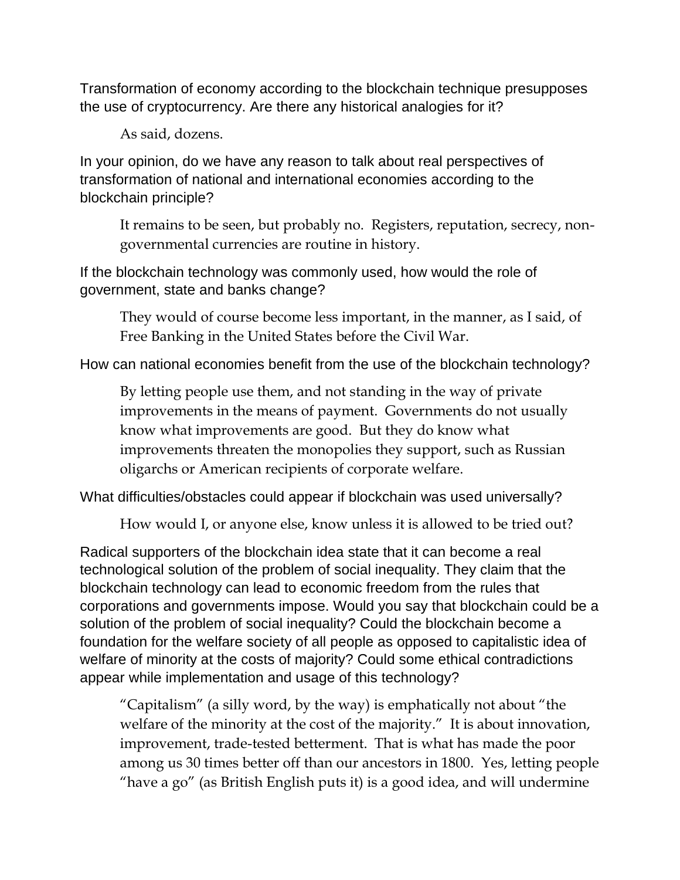Transformation of economy according to the blockchain technique presupposes the use of cryptocurrency. Are there any historical analogies for it?

> As said, dozens.

In your opinion, do we have any reason to talk about real perspectives of transformation of national and international economies according to the blockchain principle?

> It remains to be seen, but probably no. Registers, reputation, secrecy, non-governmental currencies are routine in history.

If the blockchain technology was commonly used, how would the role of government, state and banks change?

> They would of course become less important, in the manner, as I said, of Free Banking in the United States before the Civil War.

How can national economies benefit from the use of the blockchain technology?

> By letting people use them, and not standing in the way of private improvements in the means of payment. Governments do not usually know what improvements are good. But they do know what improvements threaten the monopolies they support, such as Russian oligarchs or American recipients of corporate welfare.

What difficulties/obstacles could appear if blockchain was used universally?

> How would I, or anyone else, know unless it is allowed to be tried out?

Radical supporters of the blockchain idea state that it can become a real technological solution of the problem of social inequality. They claim that the blockchain technology can lead to economic freedom from the rules that corporations and governments impose. Would you say that blockchain could be a solution of the problem of social inequality? Could the blockchain become a foundation for the welfare society of all people as opposed to capitalistic idea of welfare of minority at the costs of majority? Could some ethical contradictions appear while implementation and usage of this technology?

> "Capitalism" (a silly word, by the way) is emphatically not about "the welfare of the minority at the cost of the majority." It is about innovation, improvement, trade-tested betterment. That is what has made the poor among us 30 times better off than our ancestors in 1800. Yes, letting people "have a go" (as British English puts it) is a good idea, and will undermine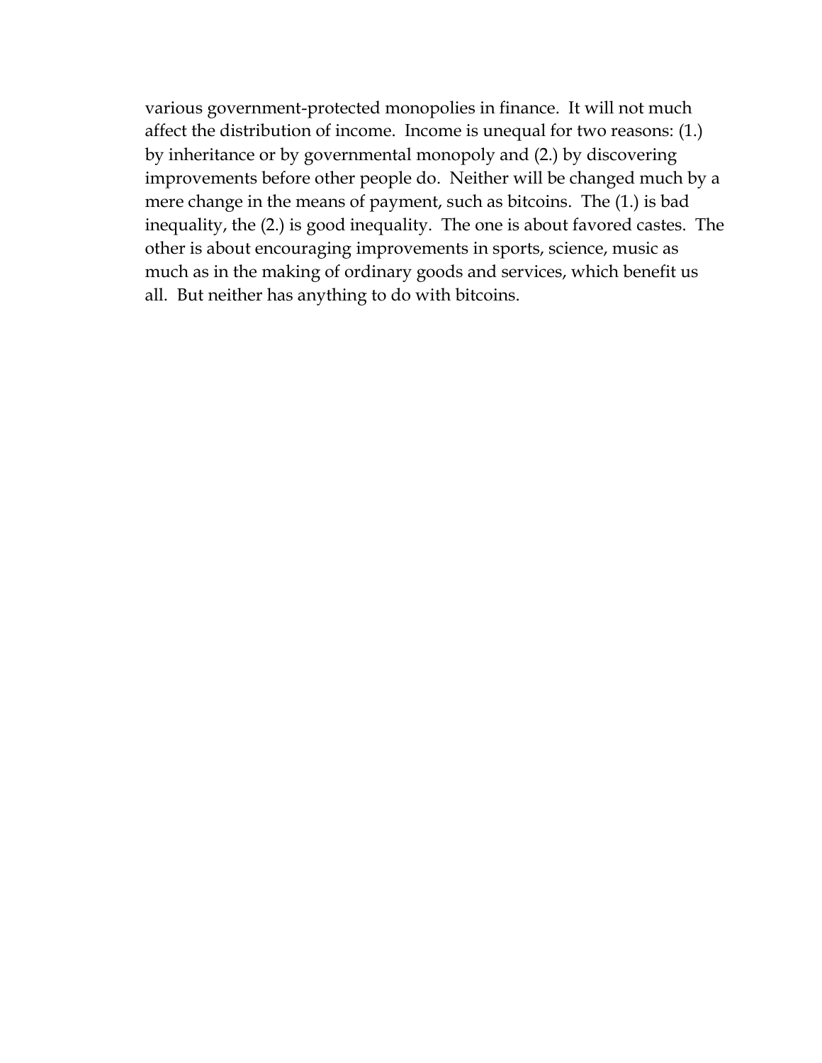various government-protected monopolies in finance. It will not much affect the distribution of income. Income is unequal for two reasons: (1.) by inheritance or by governmental monopoly and (2.) by discovering improvements before other people do. Neither will be changed much by a mere change in the means of payment, such as bitcoins. The (1.) is bad inequality, the (2.) is good inequality. The one is about favored castes. The other is about encouraging improvements in sports, science, music as much as in the making of ordinary goods and services, which benefit us all. But neither has anything to do with bitcoins.